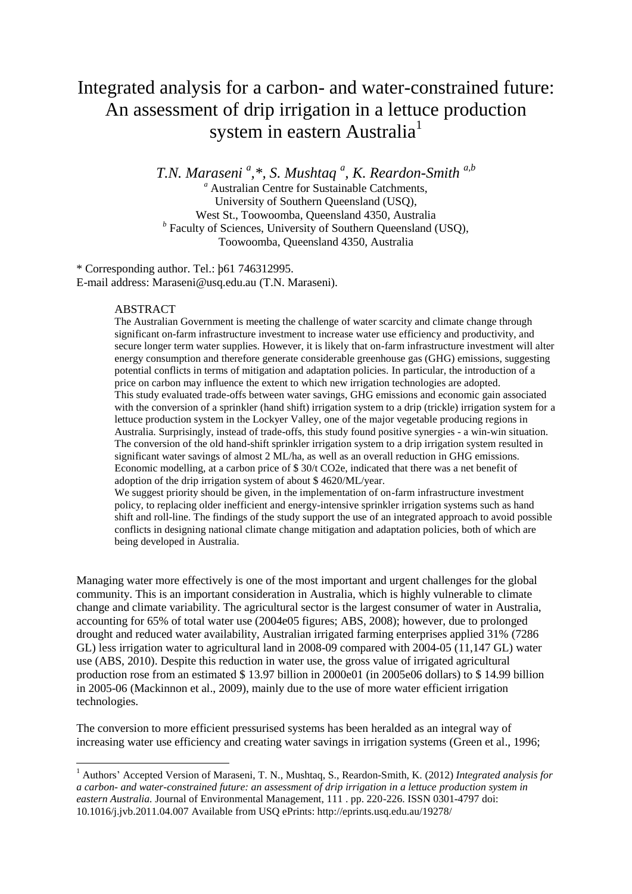# Integrated analysis for a carbon- and water-constrained future: An assessment of drip irrigation in a lettuce production system in eastern Australia[1]

*T.N. Maraseni [a],\*, S. Mushtaq [a], K. Reardon-Smith [a,b]*

[a] Australian Centre for Sustainable Catchments, University of Southern Queensland (USQ), West St., Toowoomba, Queensland 4350, Australia

[b] Faculty of Sciences, University of Southern Queensland (USQ), Toowoomba, Queensland 4350, Australia

\* Corresponding author. Tel.: þ61 746312995.
E-mail address: Maraseni@usq.edu.au (T.N. Maraseni).

## ABSTRACT

The Australian Government is meeting the challenge of water scarcity and climate change through significant on-farm infrastructure investment to increase water use efficiency and productivity, and secure longer term water supplies. However, it is likely that on-farm infrastructure investment will alter energy consumption and therefore generate considerable greenhouse gas (GHG) emissions, suggesting potential conflicts in terms of mitigation and adaptation policies. In particular, the introduction of a price on carbon may influence the extent to which new irrigation technologies are adopted.

This study evaluated trade-offs between water savings, GHG emissions and economic gain associated with the conversion of a sprinkler (hand shift) irrigation system to a drip (trickle) irrigation system for a lettuce production system in the Lockyer Valley, one of the major vegetable producing regions in Australia. Surprisingly, instead of trade-offs, this study found positive synergies - a win-win situation. The conversion of the old hand-shift sprinkler irrigation system to a drip irrigation system resulted in significant water savings of almost 2 ML/ha, as well as an overall reduction in GHG emissions. Economic modelling, at a carbon price of \$ 30/t CO2e, indicated that there was a net benefit of adoption of the drip irrigation system of about \$ 4620/ML/year.

We suggest priority should be given, in the implementation of on-farm infrastructure investment policy, to replacing older inefficient and energy-intensive sprinkler irrigation systems such as hand shift and roll-line. The findings of the study support the use of an integrated approach to avoid possible conflicts in designing national climate change mitigation and adaptation policies, both of which are being developed in Australia.

Managing water more effectively is one of the most important and urgent challenges for the global community. This is an important consideration in Australia, which is highly vulnerable to climate change and climate variability. The agricultural sector is the largest consumer of water in Australia, accounting for 65% of total water use (2004e05 figures; ABS, 2008); however, due to prolonged drought and reduced water availability, Australian irrigated farming enterprises applied 31% (7286 GL) less irrigation water to agricultural land in 2008-09 compared with 2004-05 (11,147 GL) water use (ABS, 2010). Despite this reduction in water use, the gross value of irrigated agricultural production rose from an estimated \$ 13.97 billion in 2000e01 (in 2005e06 dollars) to \$ 14.99 billion in 2005-06 (Mackinnon et al., 2009), mainly due to the use of more water efficient irrigation technologies.

The conversion to more efficient pressurised systems has been heralded as an integral way of increasing water use efficiency and creating water savings in irrigation systems (Green et al., 1996;

---

[1] Authors' Accepted Version of Maraseni, T. N., Mushtaq, S., Reardon-Smith, K. (2012) *Integrated analysis for a carbon- and water-constrained future: an assessment of drip irrigation in a lettuce production system in eastern Australia.* Journal of Environmental Management, 111 . pp. 220-226. ISSN 0301-4797 doi: 10.1016/j.jvb.2011.04.007 Available from USQ ePrints: http://eprints.usq.edu.au/19278/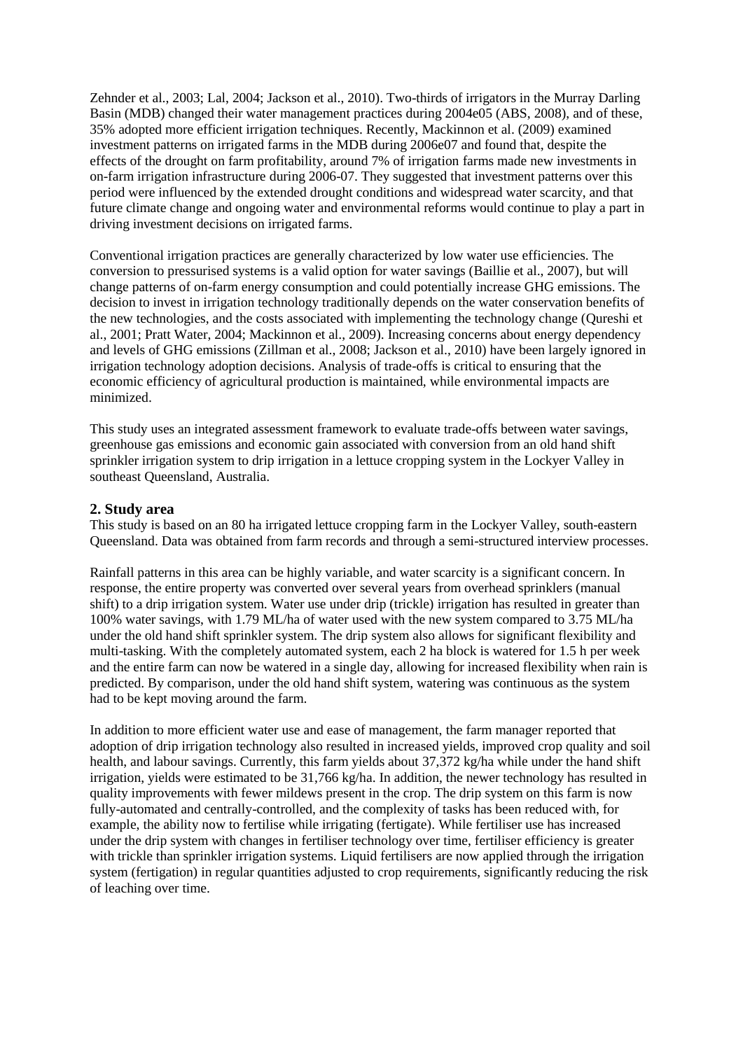Zehnder et al., 2003; Lal, 2004; Jackson et al., 2010). Two-thirds of irrigators in the Murray Darling Basin (MDB) changed their water management practices during 2004e05 (ABS, 2008), and of these, 35% adopted more efficient irrigation techniques. Recently, Mackinnon et al. (2009) examined investment patterns on irrigated farms in the MDB during 2006e07 and found that, despite the effects of the drought on farm profitability, around 7% of irrigation farms made new investments in on-farm irrigation infrastructure during 2006-07. They suggested that investment patterns over this period were influenced by the extended drought conditions and widespread water scarcity, and that future climate change and ongoing water and environmental reforms would continue to play a part in driving investment decisions on irrigated farms.

Conventional irrigation practices are generally characterized by low water use efficiencies. The conversion to pressurised systems is a valid option for water savings (Baillie et al., 2007), but will change patterns of on-farm energy consumption and could potentially increase GHG emissions. The decision to invest in irrigation technology traditionally depends on the water conservation benefits of the new technologies, and the costs associated with implementing the technology change (Qureshi et al., 2001; Pratt Water, 2004; Mackinnon et al., 2009). Increasing concerns about energy dependency and levels of GHG emissions (Zillman et al., 2008; Jackson et al., 2010) have been largely ignored in irrigation technology adoption decisions. Analysis of trade-offs is critical to ensuring that the economic efficiency of agricultural production is maintained, while environmental impacts are minimized.

This study uses an integrated assessment framework to evaluate trade-offs between water savings, greenhouse gas emissions and economic gain associated with conversion from an old hand shift sprinkler irrigation system to drip irrigation in a lettuce cropping system in the Lockyer Valley in southeast Queensland, Australia.

## 2. Study area

This study is based on an 80 ha irrigated lettuce cropping farm in the Lockyer Valley, south-eastern Queensland. Data was obtained from farm records and through a semi-structured interview processes.

Rainfall patterns in this area can be highly variable, and water scarcity is a significant concern. In response, the entire property was converted over several years from overhead sprinklers (manual shift) to a drip irrigation system. Water use under drip (trickle) irrigation has resulted in greater than 100% water savings, with 1.79 ML/ha of water used with the new system compared to 3.75 ML/ha under the old hand shift sprinkler system. The drip system also allows for significant flexibility and multi-tasking. With the completely automated system, each 2 ha block is watered for 1.5 h per week and the entire farm can now be watered in a single day, allowing for increased flexibility when rain is predicted. By comparison, under the old hand shift system, watering was continuous as the system had to be kept moving around the farm.

In addition to more efficient water use and ease of management, the farm manager reported that adoption of drip irrigation technology also resulted in increased yields, improved crop quality and soil health, and labour savings. Currently, this farm yields about 37,372 kg/ha while under the hand shift irrigation, yields were estimated to be 31,766 kg/ha. In addition, the newer technology has resulted in quality improvements with fewer mildews present in the crop. The drip system on this farm is now fully-automated and centrally-controlled, and the complexity of tasks has been reduced with, for example, the ability now to fertilise while irrigating (fertigate). While fertiliser use has increased under the drip system with changes in fertiliser technology over time, fertiliser efficiency is greater with trickle than sprinkler irrigation systems. Liquid fertilisers are now applied through the irrigation system (fertigation) in regular quantities adjusted to crop requirements, significantly reducing the risk of leaching over time.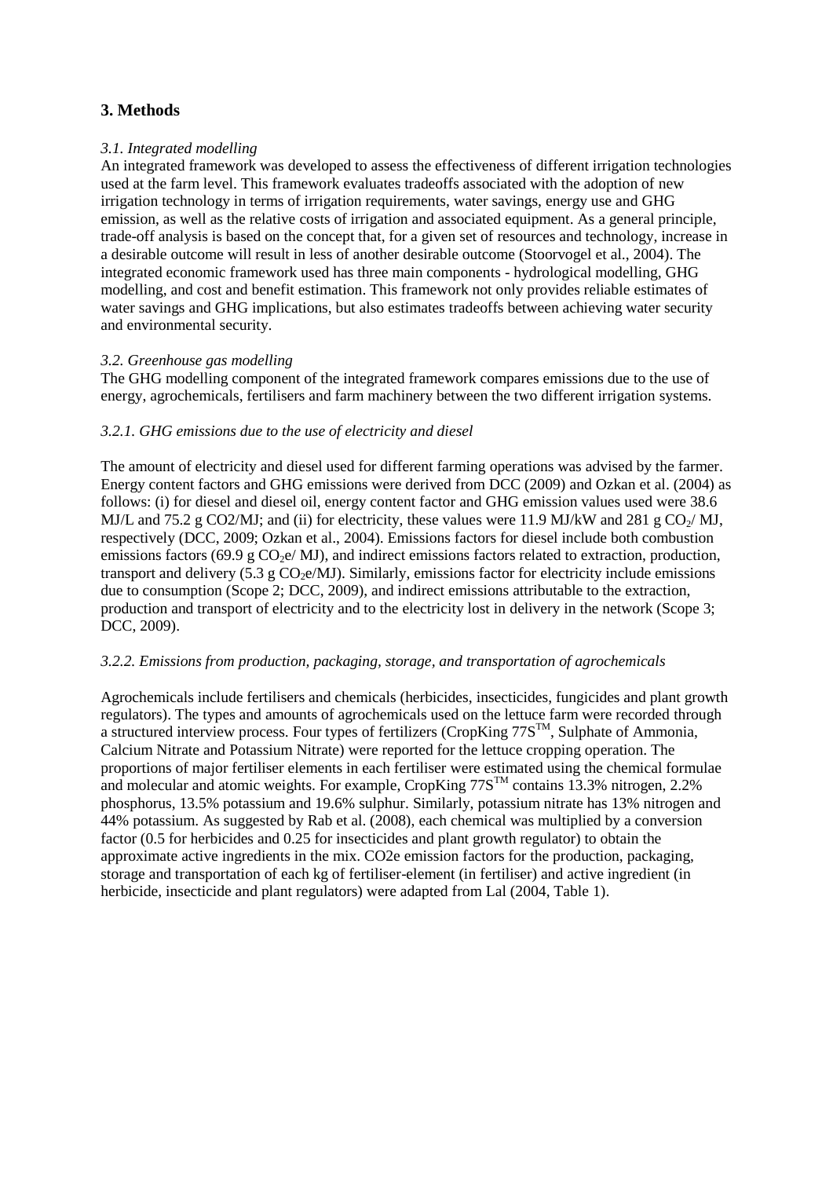## 3. Methods

### *3.1. Integrated modelling*

An integrated framework was developed to assess the effectiveness of different irrigation technologies used at the farm level. This framework evaluates tradeoffs associated with the adoption of new irrigation technology in terms of irrigation requirements, water savings, energy use and GHG emission, as well as the relative costs of irrigation and associated equipment. As a general principle, trade-off analysis is based on the concept that, for a given set of resources and technology, increase in a desirable outcome will result in less of another desirable outcome (Stoorvogel et al., 2004). The integrated economic framework used has three main components - hydrological modelling, GHG modelling, and cost and benefit estimation. This framework not only provides reliable estimates of water savings and GHG implications, but also estimates tradeoffs between achieving water security and environmental security.

### *3.2. Greenhouse gas modelling*

The GHG modelling component of the integrated framework compares emissions due to the use of energy, agrochemicals, fertilisers and farm machinery between the two different irrigation systems.

#### *3.2.1. GHG emissions due to the use of electricity and diesel*

The amount of electricity and diesel used for different farming operations was advised by the farmer. Energy content factors and GHG emissions were derived from DCC (2009) and Ozkan et al. (2004) as follows: (i) for diesel and diesel oil, energy content factor and GHG emission values used were 38.6 MJ/L and 75.2 g CO2/MJ; and (ii) for electricity, these values were 11.9 MJ/kW and 281 g $CO_2$/ MJ, respectively (DCC, 2009; Ozkan et al., 2004). Emissions factors for diesel include both combustion emissions factors (69.9 g $CO_2e$/ MJ), and indirect emissions factors related to extraction, production, transport and delivery (5.3 g $CO_2e$/MJ). Similarly, emissions factor for electricity include emissions due to consumption (Scope 2; DCC, 2009), and indirect emissions attributable to the extraction, production and transport of electricity and to the electricity lost in delivery in the network (Scope 3; DCC, 2009).

#### *3.2.2. Emissions from production, packaging, storage, and transportation of agrochemicals*

Agrochemicals include fertilisers and chemicals (herbicides, insecticides, fungicides and plant growth regulators). The types and amounts of agrochemicals used on the lettuce farm were recorded through a structured interview process. Four types of fertilizers (CropKing 77S™, Sulphate of Ammonia, Calcium Nitrate and Potassium Nitrate) were reported for the lettuce cropping operation. The proportions of major fertiliser elements in each fertiliser were estimated using the chemical formulae and molecular and atomic weights. For example, CropKing 77S™ contains 13.3% nitrogen, 2.2% phosphorus, 13.5% potassium and 19.6% sulphur. Similarly, potassium nitrate has 13% nitrogen and 44% potassium. As suggested by Rab et al. (2008), each chemical was multiplied by a conversion factor (0.5 for herbicides and 0.25 for insecticides and plant growth regulator) to obtain the approximate active ingredients in the mix. CO2e emission factors for the production, packaging, storage and transportation of each kg of fertiliser-element (in fertiliser) and active ingredient (in herbicide, insecticide and plant regulators) were adapted from Lal (2004, Table 1).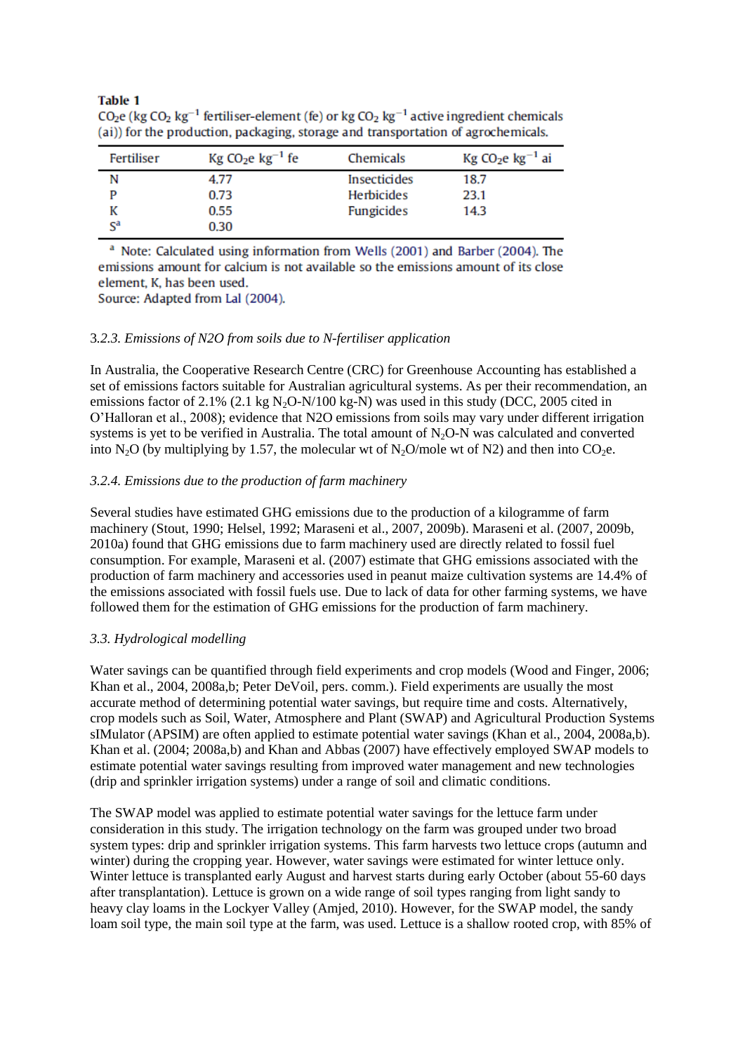**Table 1**
$CO_2e$ (kg $CO_2$ $kg^{-1}$ fertiliser-element (fe) or kg $CO_2$ $kg^{-1}$ active ingredient chemicals (ai)) for the production, packaging, storage and transportation of agrochemicals.

| Fertiliser | Kg $CO_2e$ $kg^{-1}$ fe | Chemicals | Kg $CO_2e$ $kg^{-1}$ ai |
|---|---|---|---|
| N | 4.77 | Insecticides | 18.7 |
| P | 0.73 | Herbicides | 23.1 |
| K | 0.55 | Fungicides | 14.3 |
| S[a] | 0.30 | | |

[a] Note: Calculated using information from Wells (2001) and Barber (2004). The emissions amount for calcium is not available so the emissions amount of its close element, K, has been used.
Source: Adapted from Lal (2004).

### 3.*2.3. Emissions of N2O from soils due to N-fertiliser application*

In Australia, the Cooperative Research Centre (CRC) for Greenhouse Accounting has established a set of emissions factors suitable for Australian agricultural systems. As per their recommendation, an emissions factor of 2.1% (2.1 kg $N_2O$-N/100 kg-N) was used in this study (DCC, 2005 cited in O'Halloran et al., 2008); evidence that N2O emissions from soils may vary under different irrigation systems is yet to be verified in Australia. The total amount of $N_2O$-N was calculated and converted into $N_2O$ (by multiplying by 1.57, the molecular wt of $N_2O$/mole wt of N2) and then into $CO_2e$.

### *3.2.4. Emissions due to the production of farm machinery*

Several studies have estimated GHG emissions due to the production of a kilogramme of farm machinery (Stout, 1990; Helsel, 1992; Maraseni et al., 2007, 2009b). Maraseni et al. (2007, 2009b, 2010a) found that GHG emissions due to farm machinery used are directly related to fossil fuel consumption. For example, Maraseni et al. (2007) estimate that GHG emissions associated with the production of farm machinery and accessories used in peanut maize cultivation systems are 14.4% of the emissions associated with fossil fuels use. Due to lack of data for other farming systems, we have followed them for the estimation of GHG emissions for the production of farm machinery.

### *3.3. Hydrological modelling*

Water savings can be quantified through field experiments and crop models (Wood and Finger, 2006; Khan et al., 2004, 2008a,b; Peter DeVoil, pers. comm.). Field experiments are usually the most accurate method of determining potential water savings, but require time and costs. Alternatively, crop models such as Soil, Water, Atmosphere and Plant (SWAP) and Agricultural Production Systems sIMulator (APSIM) are often applied to estimate potential water savings (Khan et al., 2004, 2008a,b). Khan et al. (2004; 2008a,b) and Khan and Abbas (2007) have effectively employed SWAP models to estimate potential water savings resulting from improved water management and new technologies (drip and sprinkler irrigation systems) under a range of soil and climatic conditions.

The SWAP model was applied to estimate potential water savings for the lettuce farm under consideration in this study. The irrigation technology on the farm was grouped under two broad system types: drip and sprinkler irrigation systems. This farm harvests two lettuce crops (autumn and winter) during the cropping year. However, water savings were estimated for winter lettuce only. Winter lettuce is transplanted early August and harvest starts during early October (about 55-60 days after transplantation). Lettuce is grown on a wide range of soil types ranging from light sandy to heavy clay loams in the Lockyer Valley (Amjed, 2010). However, for the SWAP model, the sandy loam soil type, the main soil type at the farm, was used. Lettuce is a shallow rooted crop, with 85% of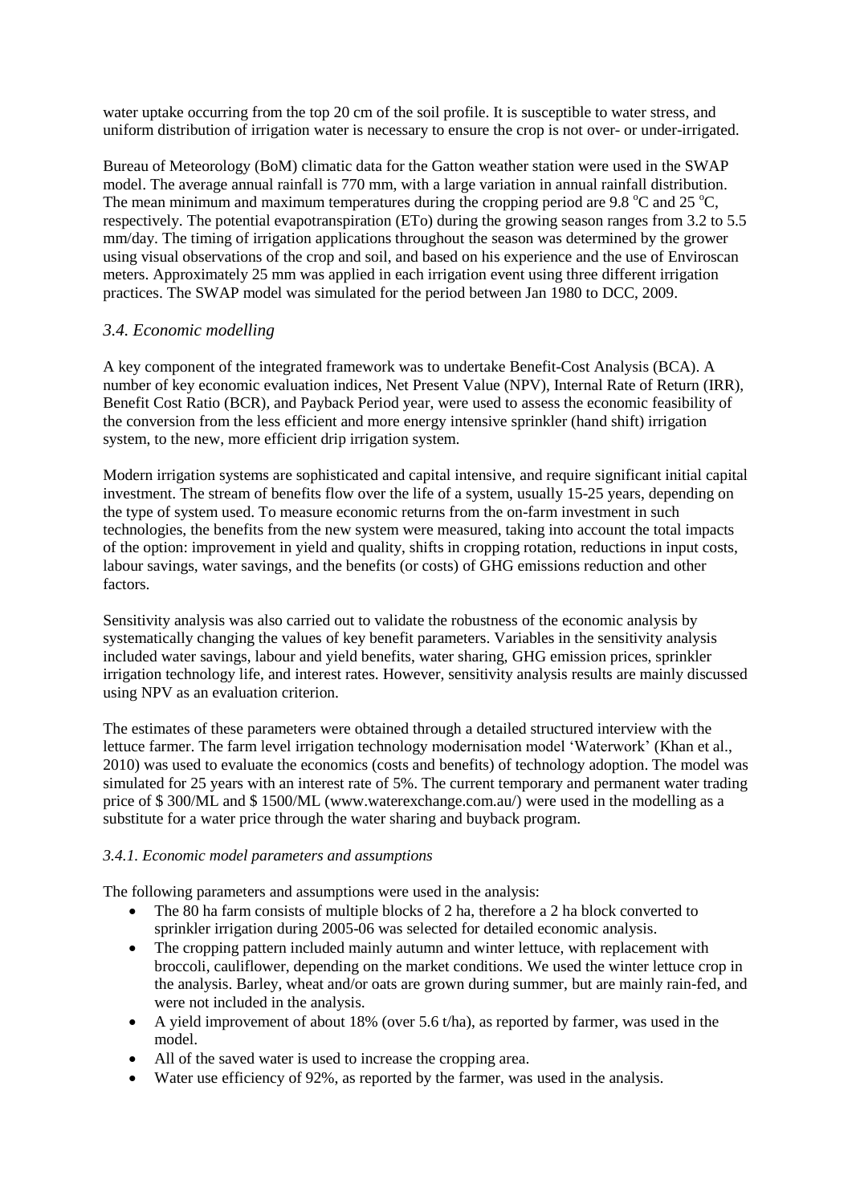water uptake occurring from the top 20 cm of the soil profile. It is susceptible to water stress, and uniform distribution of irrigation water is necessary to ensure the crop is not over- or under-irrigated.

Bureau of Meteorology (BoM) climatic data for the Gatton weather station were used in the SWAP model. The average annual rainfall is 770 mm, with a large variation in annual rainfall distribution. The mean minimum and maximum temperatures during the cropping period are 9.8 $^{o}$C and 25 $^{o}$C, respectively. The potential evapotranspiration (ETo) during the growing season ranges from 3.2 to 5.5 mm/day. The timing of irrigation applications throughout the season was determined by the grower using visual observations of the crop and soil, and based on his experience and the use of Enviroscan meters. Approximately 25 mm was applied in each irrigation event using three different irrigation practices. The SWAP model was simulated for the period between Jan 1980 to DCC, 2009.

### *3.4. Economic modelling*

A key component of the integrated framework was to undertake Benefit-Cost Analysis (BCA). A number of key economic evaluation indices, Net Present Value (NPV), Internal Rate of Return (IRR), Benefit Cost Ratio (BCR), and Payback Period year, were used to assess the economic feasibility of the conversion from the less efficient and more energy intensive sprinkler (hand shift) irrigation system, to the new, more efficient drip irrigation system.

Modern irrigation systems are sophisticated and capital intensive, and require significant initial capital investment. The stream of benefits flow over the life of a system, usually 15-25 years, depending on the type of system used. To measure economic returns from the on-farm investment in such technologies, the benefits from the new system were measured, taking into account the total impacts of the option: improvement in yield and quality, shifts in cropping rotation, reductions in input costs, labour savings, water savings, and the benefits (or costs) of GHG emissions reduction and other factors.

Sensitivity analysis was also carried out to validate the robustness of the economic analysis by systematically changing the values of key benefit parameters. Variables in the sensitivity analysis included water savings, labour and yield benefits, water sharing, GHG emission prices, sprinkler irrigation technology life, and interest rates. However, sensitivity analysis results are mainly discussed using NPV as an evaluation criterion.

The estimates of these parameters were obtained through a detailed structured interview with the lettuce farmer. The farm level irrigation technology modernisation model 'Waterwork' (Khan et al., 2010) was used to evaluate the economics (costs and benefits) of technology adoption. The model was simulated for 25 years with an interest rate of 5%. The current temporary and permanent water trading price of $ 300/ML and $ 1500/ML (www.waterexchange.com.au/) were used in the modelling as a substitute for a water price through the water sharing and buyback program.

#### *3.4.1. Economic model parameters and assumptions*

The following parameters and assumptions were used in the analysis:

- The 80 ha farm consists of multiple blocks of 2 ha, therefore a 2 ha block converted to sprinkler irrigation during 2005-06 was selected for detailed economic analysis.
- The cropping pattern included mainly autumn and winter lettuce, with replacement with broccoli, cauliflower, depending on the market conditions. We used the winter lettuce crop in the analysis. Barley, wheat and/or oats are grown during summer, but are mainly rain-fed, and were not included in the analysis.
- A yield improvement of about 18% (over 5.6 t/ha), as reported by farmer, was used in the model.
- All of the saved water is used to increase the cropping area.
- Water use efficiency of 92%, as reported by the farmer, was used in the analysis.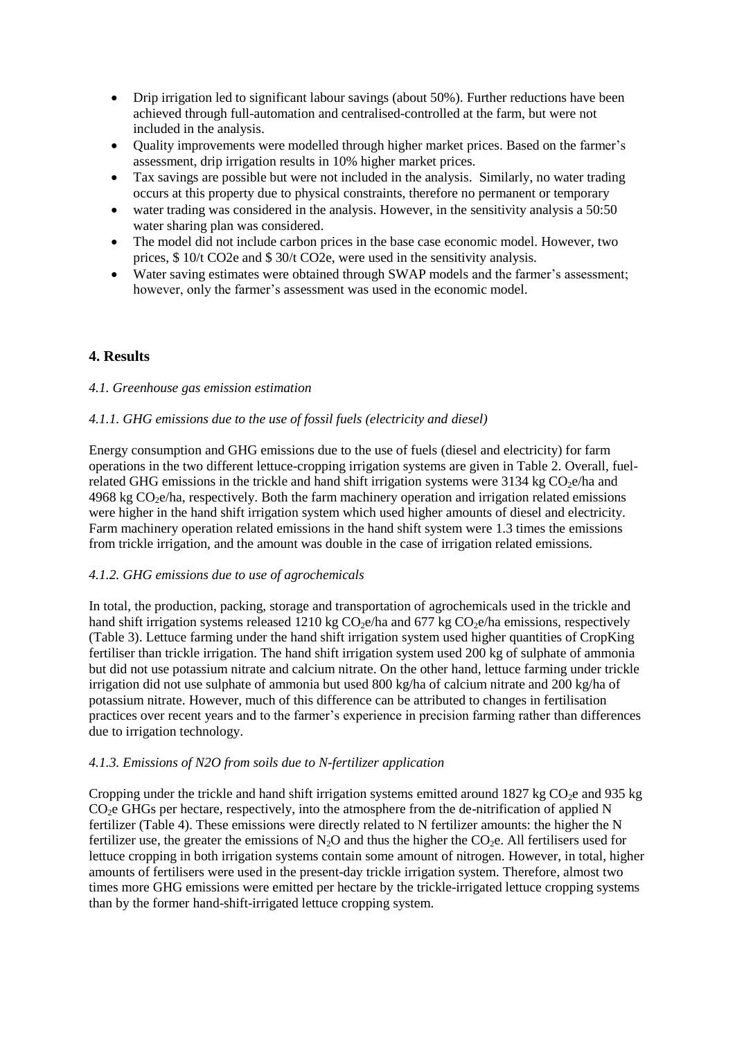- Drip irrigation led to significant labour savings (about 50%). Further reductions have been achieved through full-automation and centralised-controlled at the farm, but were not included in the analysis.
- Quality improvements were modelled through higher market prices. Based on the farmer's assessment, drip irrigation results in 10% higher market prices.
- Tax savings are possible but were not included in the analysis. Similarly, no water trading occurs at this property due to physical constraints, therefore no permanent or temporary
- water trading was considered in the analysis. However, in the sensitivity analysis a 50:50 water sharing plan was considered.
- The model did not include carbon prices in the base case economic model. However, two prices, \$ 10/t CO2e and \$ 30/t CO2e, were used in the sensitivity analysis.
- Water saving estimates were obtained through SWAP models and the farmer's assessment; however, only the farmer's assessment was used in the economic model.

## 4. Results

### *4.1. Greenhouse gas emission estimation*

#### *4.1.1. GHG emissions due to the use of fossil fuels (electricity and diesel)*

Energy consumption and GHG emissions due to the use of fuels (diesel and electricity) for farm operations in the two different lettuce-cropping irrigation systems are given in Table 2. Overall, fuel-related GHG emissions in the trickle and hand shift irrigation systems were 3134 kg $CO_2$e/ha and 4968 kg $CO_2$e/ha, respectively. Both the farm machinery operation and irrigation related emissions were higher in the hand shift irrigation system which used higher amounts of diesel and electricity. Farm machinery operation related emissions in the hand shift system were 1.3 times the emissions from trickle irrigation, and the amount was double in the case of irrigation related emissions.

#### *4.1.2. GHG emissions due to use of agrochemicals*

In total, the production, packing, storage and transportation of agrochemicals used in the trickle and hand shift irrigation systems released 1210 kg $CO_2$e/ha and 677 kg $CO_2$e/ha emissions, respectively (Table 3). Lettuce farming under the hand shift irrigation system used higher quantities of CropKing fertiliser than trickle irrigation. The hand shift irrigation system used 200 kg of sulphate of ammonia but did not use potassium nitrate and calcium nitrate. On the other hand, lettuce farming under trickle irrigation did not use sulphate of ammonia but used 800 kg/ha of calcium nitrate and 200 kg/ha of potassium nitrate. However, much of this difference can be attributed to changes in fertilisation practices over recent years and to the farmer's experience in precision farming rather than differences due to irrigation technology.

#### *4.1.3. Emissions of N2O from soils due to N-fertilizer application*

Cropping under the trickle and hand shift irrigation systems emitted around 1827 kg $CO_2$e and 935 kg $CO_2$e GHGs per hectare, respectively, into the atmosphere from the de-nitrification of applied N fertilizer (Table 4). These emissions were directly related to N fertilizer amounts: the higher the N fertilizer use, the greater the emissions of $N_2O$ and thus the higher the $CO_2$e. All fertilisers used for lettuce cropping in both irrigation systems contain some amount of nitrogen. However, in total, higher amounts of fertilisers were used in the present-day trickle irrigation system. Therefore, almost two times more GHG emissions were emitted per hectare by the trickle-irrigated lettuce cropping systems than by the former hand-shift-irrigated lettuce cropping system.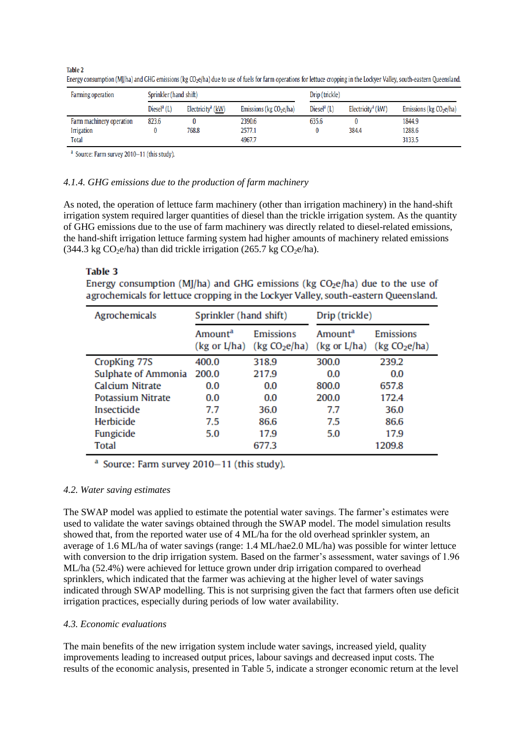**Table 2**
Energy consumption (MJ/ha) and GHG emissions (kg $CO_2$e/ha) due to use of fuels for farm operations for lettuce cropping in the Lockyer Valley, south-eastern Queensland.

| Farming operation | Sprinkler (hand shift) | | | Drip (trickle) | | |
|---|---|---|---|---|---|---|
| | Diesel[a] (L) | Electricity[a] (kW) | Emissions (kg $CO_2$e/ha) | Diesel[a] (L) | Electricity[a] (kW) | Emissions (kg $CO_2$e/ha) |
| Farm machinery operation | 823.6 | 0 | 2390.6 | 635.6 | 0 | 1844.9 |
| Irrigation | 0 | 768.8 | 2577.1 | 0 | 384.4 | 1288.6 |
| Total | | | 4967.7 | | | 3133.5 |

[a] Source: Farm survey 2010–11 (this study).

### 4.1.4. GHG emissions due to the production of farm machinery

As noted, the operation of lettuce farm machinery (other than irrigation machinery) in the hand-shift irrigation system required larger quantities of diesel than the trickle irrigation system. As the quantity of GHG emissions due to the use of farm machinery was directly related to diesel-related emissions, the hand-shift irrigation lettuce farming system had higher amounts of machinery related emissions (344.3 kg $CO_2$e/ha) than did trickle irrigation (265.7 kg $CO_2$e/ha).

**Table 3**
Energy consumption (MJ/ha) and GHG emissions (kg $CO_2$e/ha) due to the use of agrochemicals for lettuce cropping in the Lockyer Valley, south-eastern Queensland.

| Agrochemicals | Sprinkler (hand shift) | | Drip (trickle) | |
|---|---|---|---|---|
| | Amount[a] (kg or L/ha) | Emissions (kg $CO_2$e/ha) | Amount[a] (kg or L/ha) | Emissions (kg $CO_2$e/ha) |
| CropKing 77S | 400.0 | 318.9 | 300.0 | 239.2 |
| Sulphate of Ammonia | 200.0 | 217.9 | 0.0 | 0.0 |
| Calcium Nitrate | 0.0 | 0.0 | 800.0 | 657.8 |
| Potassium Nitrate | 0.0 | 0.0 | 200.0 | 172.4 |
| Insecticide | 7.7 | 36.0 | 7.7 | 36.0 |
| Herbicide | 7.5 | 86.6 | 7.5 | 86.6 |
| Fungicide | 5.0 | 17.9 | 5.0 | 17.9 |
| Total | | 677.3 | | 1209.8 |

[a] Source: Farm survey 2010–11 (this study).

## 4.2. Water saving estimates

The SWAP model was applied to estimate the potential water savings. The farmer's estimates were used to validate the water savings obtained through the SWAP model. The model simulation results showed that, from the reported water use of 4 ML/ha for the old overhead sprinkler system, an average of 1.6 ML/ha of water savings (range: 1.4 ML/hae2.0 ML/ha) was possible for winter lettuce with conversion to the drip irrigation system. Based on the farmer's assessment, water savings of 1.96 ML/ha (52.4%) were achieved for lettuce grown under drip irrigation compared to overhead sprinklers, which indicated that the farmer was achieving at the higher level of water savings indicated through SWAP modelling. This is not surprising given the fact that farmers often use deficit irrigation practices, especially during periods of low water availability.

## 4.3. Economic evaluations

The main benefits of the new irrigation system include water savings, increased yield, quality improvements leading to increased output prices, labour savings and decreased input costs. The results of the economic analysis, presented in Table 5, indicate a stronger economic return at the level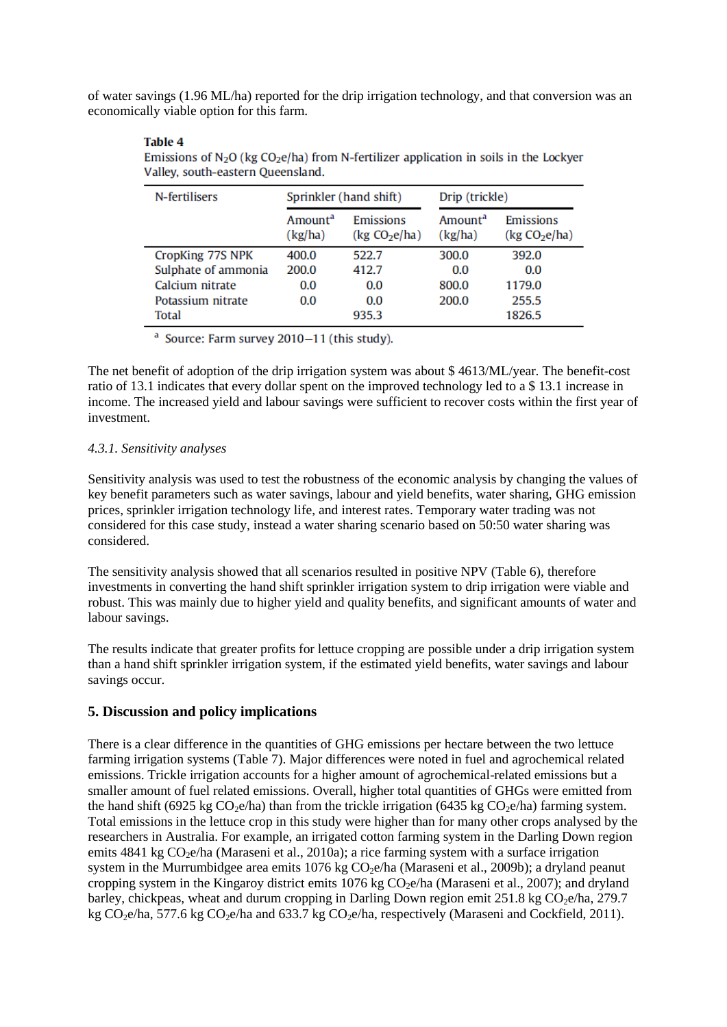of water savings (1.96 ML/ha) reported for the drip irrigation technology, and that conversion was an economically viable option for this farm.

**Table 4**
Emissions of $N_2O$ (kg $CO_2$e/ha) from N-fertilizer application in soils in the Lockyer Valley, south-eastern Queensland.

| N-fertilisers | Sprinkler (hand shift) | | Drip (trickle) | |
|---|---|---|---|---|
| | Amount[a] (kg/ha) | Emissions (kg $CO_2$e/ha) | Amount[a] (kg/ha) | Emissions (kg $CO_2$e/ha) |
| CropKing 77S NPK | 400.0 | 522.7 | 300.0 | 392.0 |
| Sulphate of ammonia | 200.0 | 412.7 | 0.0 | 0.0 |
| Calcium nitrate | 0.0 | 0.0 | 800.0 | 1179.0 |
| Potassium nitrate | 0.0 | 0.0 | 200.0 | 255.5 |
| Total | | 935.3 | | 1826.5 |

[a] Source: Farm survey 2010–11 (this study).

The net benefit of adoption of the drip irrigation system was about $ 4613/ML/year. The benefit-cost ratio of 13.1 indicates that every dollar spent on the improved technology led to a $ 13.1 increase in income. The increased yield and labour savings were sufficient to recover costs within the first year of investment.

#### *4.3.1. Sensitivity analyses*

Sensitivity analysis was used to test the robustness of the economic analysis by changing the values of key benefit parameters such as water savings, labour and yield benefits, water sharing, GHG emission prices, sprinkler irrigation technology life, and interest rates. Temporary water trading was not considered for this case study, instead a water sharing scenario based on 50:50 water sharing was considered.

The sensitivity analysis showed that all scenarios resulted in positive NPV (Table 6), therefore investments in converting the hand shift sprinkler irrigation system to drip irrigation were viable and robust. This was mainly due to higher yield and quality benefits, and significant amounts of water and labour savings.

The results indicate that greater profits for lettuce cropping are possible under a drip irrigation system than a hand shift sprinkler irrigation system, if the estimated yield benefits, water savings and labour savings occur.

## 5. Discussion and policy implications

There is a clear difference in the quantities of GHG emissions per hectare between the two lettuce farming irrigation systems (Table 7). Major differences were noted in fuel and agrochemical related emissions. Trickle irrigation accounts for a higher amount of agrochemical-related emissions but a smaller amount of fuel related emissions. Overall, higher total quantities of GHGs were emitted from the hand shift (6925 kg $CO_2$e/ha) than from the trickle irrigation (6435 kg $CO_2$e/ha) farming system. Total emissions in the lettuce crop in this study were higher than for many other crops analysed by the researchers in Australia. For example, an irrigated cotton farming system in the Darling Down region emits 4841 kg $CO_2$e/ha (Maraseni et al., 2010a); a rice farming system with a surface irrigation system in the Murrumbidgee area emits 1076 kg $CO_2$e/ha (Maraseni et al., 2009b); a dryland peanut cropping system in the Kingaroy district emits 1076 kg $CO_2$e/ha (Maraseni et al., 2007); and dryland barley, chickpeas, wheat and durum cropping in Darling Down region emit 251.8 kg $CO_2$e/ha, 279.7 kg $CO_2$e/ha, 577.6 kg $CO_2$e/ha and 633.7 kg $CO_2$e/ha, respectively (Maraseni and Cockfield, 2011).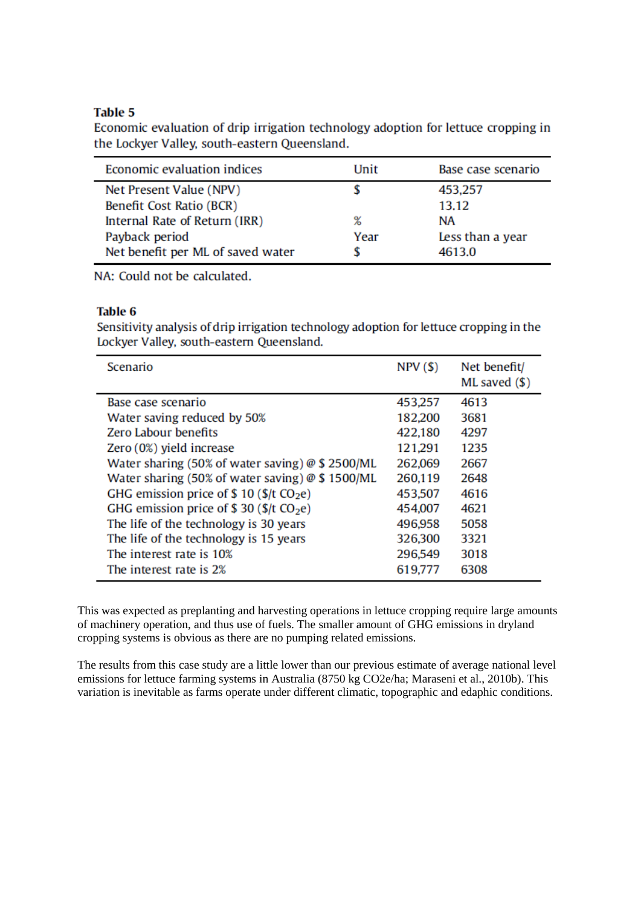**Table 5**
Economic evaluation of drip irrigation technology adoption for lettuce cropping in the Lockyer Valley, south-eastern Queensland.

| Economic evaluation indices | Unit | Base case scenario |
| --- | --- | --- |
| Net Present Value (NPV) | $ | 453,257 |
| Benefit Cost Ratio (BCR) | | 13.12 |
| Internal Rate of Return (IRR) | % | NA |
| Payback period | Year | Less than a year |
| Net benefit per ML of saved water | $ | 4613.0 |

NA: Could not be calculated.

**Table 6**
Sensitivity analysis of drip irrigation technology adoption for lettuce cropping in the Lockyer Valley, south-eastern Queensland.

| Scenario | NPV ($) | Net benefit/ ML saved ($) |
| --- | --- | --- |
| Base case scenario | 453,257 | 4613 |
| Water saving reduced by 50% | 182,200 | 3681 |
| Zero Labour benefits | 422,180 | 4297 |
| Zero (0%) yield increase | 121,291 | 1235 |
| Water sharing (50% of water saving) @ $ 2500/ML | 262,069 | 2667 |
| Water sharing (50% of water saving) @ $ 1500/ML | 260,119 | 2648 |
| GHG emission price of $ 10 ($/t $CO_2$e) | 453,507 | 4616 |
| GHG emission price of $ 30 ($/t $CO_2$e) | 454,007 | 4621 |
| The life of the technology is 30 years | 496,958 | 5058 |
| The life of the technology is 15 years | 326,300 | 3321 |
| The interest rate is 10% | 296,549 | 3018 |
| The interest rate is 2% | 619,777 | 6308 |

This was expected as preplanting and harvesting operations in lettuce cropping require large amounts of machinery operation, and thus use of fuels. The smaller amount of GHG emissions in dryland cropping systems is obvious as there are no pumping related emissions.

The results from this case study are a little lower than our previous estimate of average national level emissions for lettuce farming systems in Australia (8750 kg $CO_2$e/ha; Maraseni et al., 2010b). This variation is inevitable as farms operate under different climatic, topographic and edaphic conditions.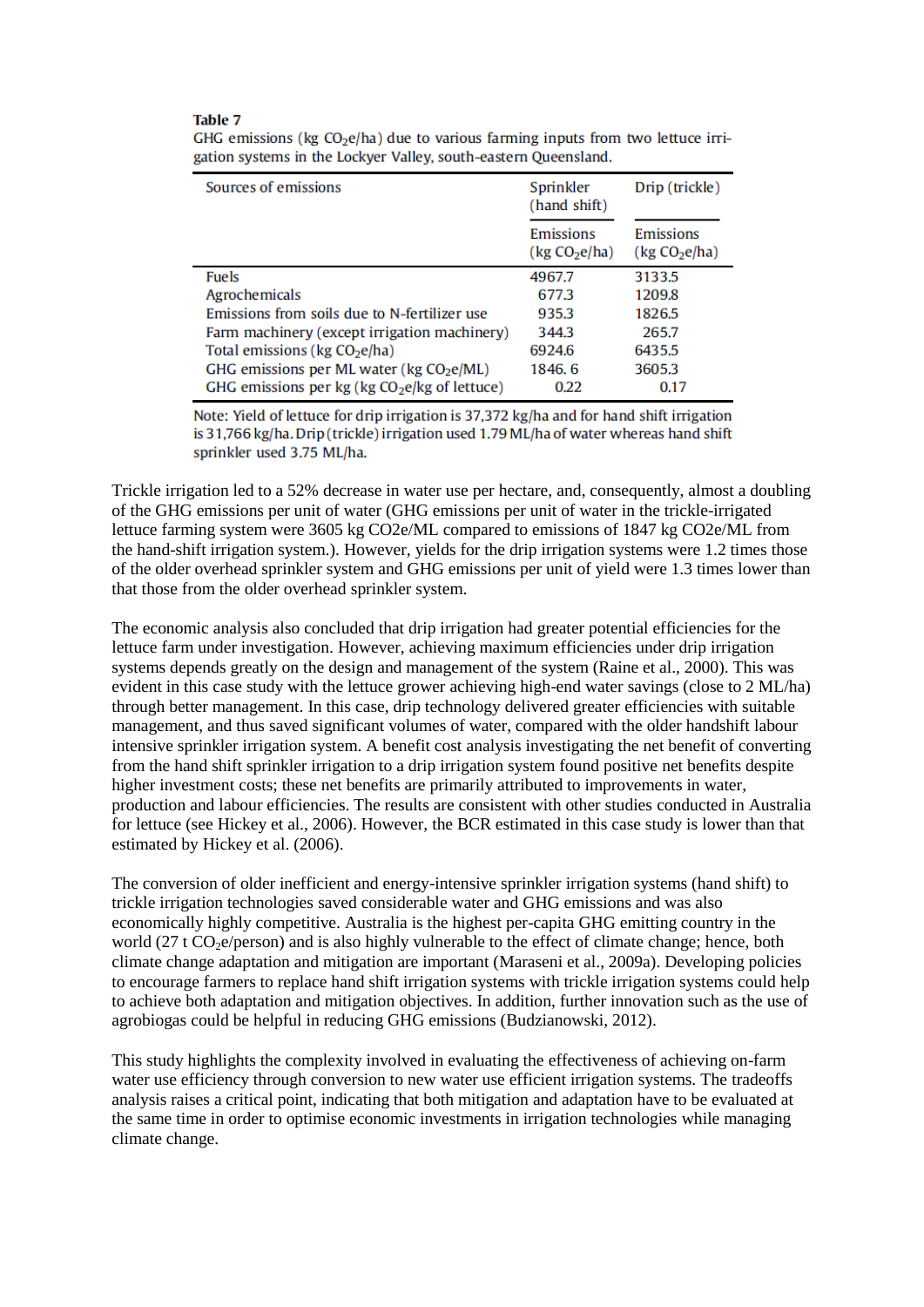**Table 7**
GHG emissions (kg $CO_2e$/ha) due to various farming inputs from two lettuce irrigation systems in the Lockyer Valley, south-eastern Queensland.

| Sources of emissions | Sprinkler (hand shift) | Drip (trickle) |
|---|---|---|
| | Emissions (kg $CO_2e$/ha) | Emissions (kg $CO_2e$/ha) |
| Fuels | 4967.7 | 3133.5 |
| Agrochemicals | 677.3 | 1209.8 |
| Emissions from soils due to N-fertilizer use | 935.3 | 1826.5 |
| Farm machinery (except irrigation machinery) | 344.3 | 265.7 |
| Total emissions (kg $CO_2e$/ha) | 6924.6 | 6435.5 |
| GHG emissions per ML water (kg $CO_2e$/ML) | 1846. 6 | 3605.3 |
| GHG emissions per kg (kg $CO_2e$/kg of lettuce) | 0.22 | 0.17 |

Note: Yield of lettuce for drip irrigation is 37,372 kg/ha and for hand shift irrigation is 31,766 kg/ha. Drip (trickle) irrigation used 1.79 ML/ha of water whereas hand shift sprinkler used 3.75 ML/ha.

Trickle irrigation led to a 52% decrease in water use per hectare, and, consequently, almost a doubling of the GHG emissions per unit of water (GHG emissions per unit of water in the trickle-irrigated lettuce farming system were 3605 kg CO2e/ML compared to emissions of 1847 kg CO2e/ML from the hand-shift irrigation system.). However, yields for the drip irrigation systems were 1.2 times those of the older overhead sprinkler system and GHG emissions per unit of yield were 1.3 times lower than that those from the older overhead sprinkler system.

The economic analysis also concluded that drip irrigation had greater potential efficiencies for the lettuce farm under investigation. However, achieving maximum efficiencies under drip irrigation systems depends greatly on the design and management of the system (Raine et al., 2000). This was evident in this case study with the lettuce grower achieving high-end water savings (close to 2 ML/ha) through better management. In this case, drip technology delivered greater efficiencies with suitable management, and thus saved significant volumes of water, compared with the older handshift labour intensive sprinkler irrigation system. A benefit cost analysis investigating the net benefit of converting from the hand shift sprinkler irrigation to a drip irrigation system found positive net benefits despite higher investment costs; these net benefits are primarily attributed to improvements in water, production and labour efficiencies. The results are consistent with other studies conducted in Australia for lettuce (see Hickey et al., 2006). However, the BCR estimated in this case study is lower than that estimated by Hickey et al. (2006).

The conversion of older inefficient and energy-intensive sprinkler irrigation systems (hand shift) to trickle irrigation technologies saved considerable water and GHG emissions and was also economically highly competitive. Australia is the highest per-capita GHG emitting country in the world (27 t $CO_2e$/person) and is also highly vulnerable to the effect of climate change; hence, both climate change adaptation and mitigation are important (Maraseni et al., 2009a). Developing policies to encourage farmers to replace hand shift irrigation systems with trickle irrigation systems could help to achieve both adaptation and mitigation objectives. In addition, further innovation such as the use of agrobiogas could be helpful in reducing GHG emissions (Budzianowski, 2012).

This study highlights the complexity involved in evaluating the effectiveness of achieving on-farm water use efficiency through conversion to new water use efficient irrigation systems. The tradeoffs analysis raises a critical point, indicating that both mitigation and adaptation have to be evaluated at the same time in order to optimise economic investments in irrigation technologies while managing climate change.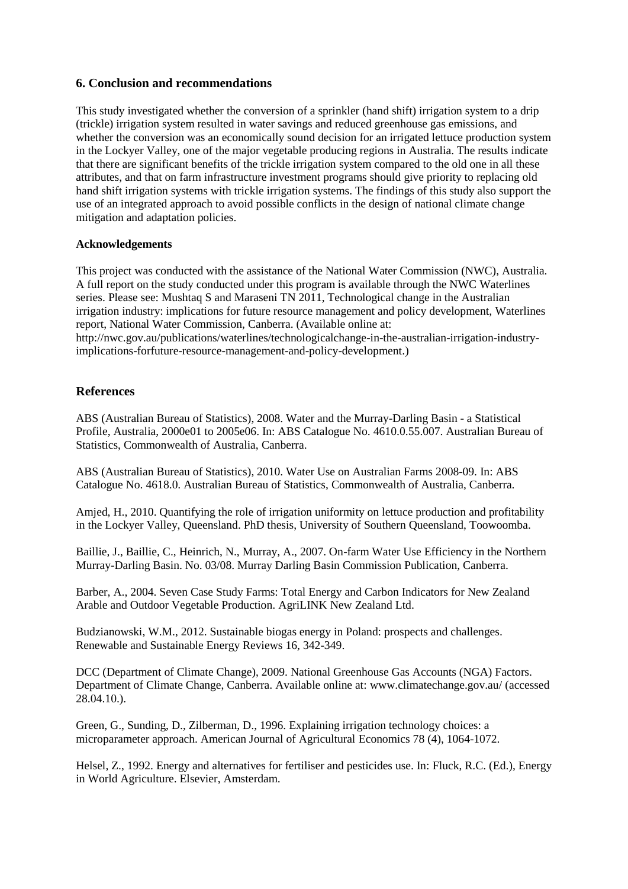## 6. Conclusion and recommendations

This study investigated whether the conversion of a sprinkler (hand shift) irrigation system to a drip (trickle) irrigation system resulted in water savings and reduced greenhouse gas emissions, and whether the conversion was an economically sound decision for an irrigated lettuce production system in the Lockyer Valley, one of the major vegetable producing regions in Australia. The results indicate that there are significant benefits of the trickle irrigation system compared to the old one in all these attributes, and that on farm infrastructure investment programs should give priority to replacing old hand shift irrigation systems with trickle irrigation systems. The findings of this study also support the use of an integrated approach to avoid possible conflicts in the design of national climate change mitigation and adaptation policies.

**Acknowledgements**

This project was conducted with the assistance of the National Water Commission (NWC), Australia. A full report on the study conducted under this program is available through the NWC Waterlines series. Please see: Mushtaq S and Maraseni TN 2011, Technological change in the Australian irrigation industry: implications for future resource management and policy development, Waterlines report, National Water Commission, Canberra. (Available online at: http://nwc.gov.au/publications/waterlines/technologicalchange-in-the-australian-irrigation-industry-implications-forfuture-resource-management-and-policy-development.)

## References

ABS (Australian Bureau of Statistics), 2008. Water and the Murray-Darling Basin - a Statistical Profile, Australia, 2000e01 to 2005e06. In: ABS Catalogue No. 4610.0.55.007. Australian Bureau of Statistics, Commonwealth of Australia, Canberra.

ABS (Australian Bureau of Statistics), 2010. Water Use on Australian Farms 2008-09. In: ABS Catalogue No. 4618.0. Australian Bureau of Statistics, Commonwealth of Australia, Canberra.

Amjed, H., 2010. Quantifying the role of irrigation uniformity on lettuce production and profitability in the Lockyer Valley, Queensland. PhD thesis, University of Southern Queensland, Toowoomba.

Baillie, J., Baillie, C., Heinrich, N., Murray, A., 2007. On-farm Water Use Efficiency in the Northern Murray-Darling Basin. No. 03/08. Murray Darling Basin Commission Publication, Canberra.

Barber, A., 2004. Seven Case Study Farms: Total Energy and Carbon Indicators for New Zealand Arable and Outdoor Vegetable Production. AgriLINK New Zealand Ltd.

Budzianowski, W.M., 2012. Sustainable biogas energy in Poland: prospects and challenges. Renewable and Sustainable Energy Reviews 16, 342-349.

DCC (Department of Climate Change), 2009. National Greenhouse Gas Accounts (NGA) Factors. Department of Climate Change, Canberra. Available online at: www.climatechange.gov.au/ (accessed 28.04.10.).

Green, G., Sunding, D., Zilberman, D., 1996. Explaining irrigation technology choices: a microparameter approach. American Journal of Agricultural Economics 78 (4), 1064-1072.

Helsel, Z., 1992. Energy and alternatives for fertiliser and pesticides use. In: Fluck, R.C. (Ed.), Energy in World Agriculture. Elsevier, Amsterdam.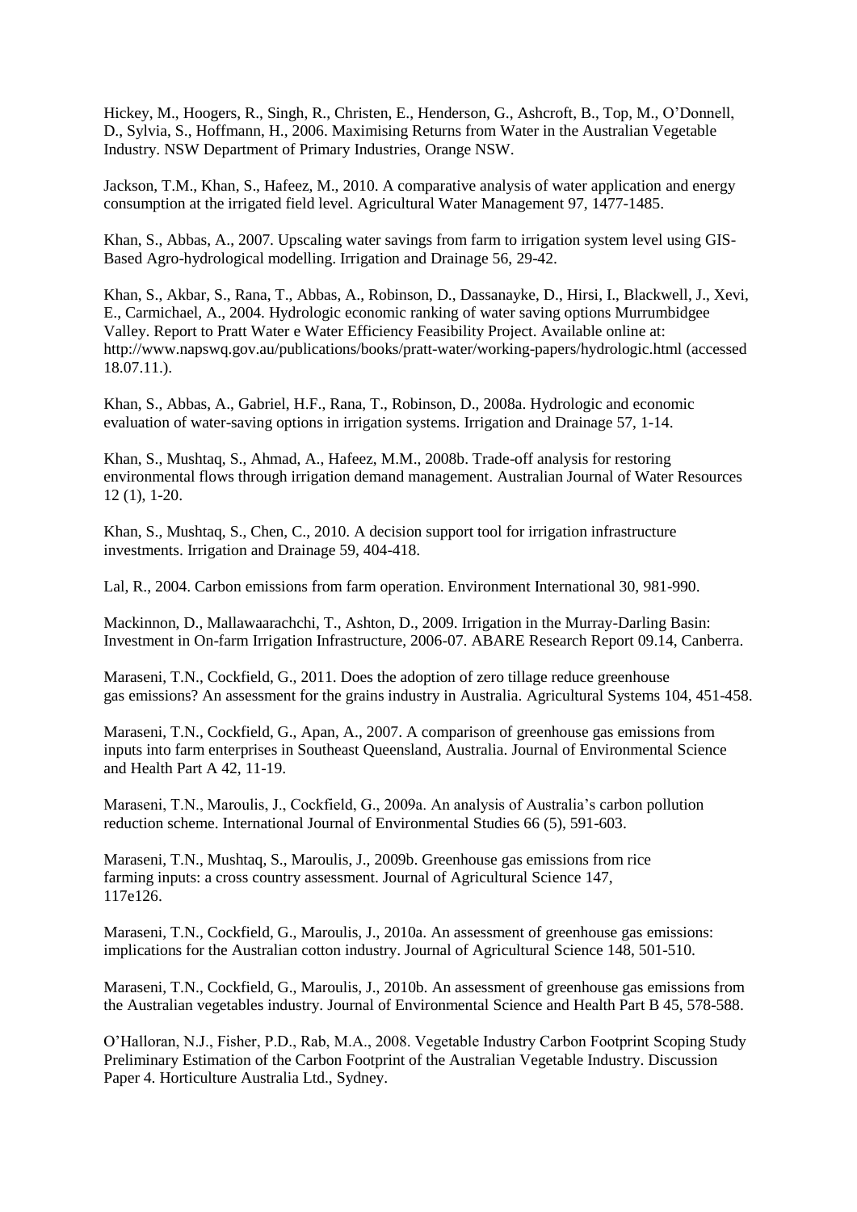Hickey, M., Hoogers, R., Singh, R., Christen, E., Henderson, G., Ashcroft, B., Top, M., O'Donnell, D., Sylvia, S., Hoffmann, H., 2006. Maximising Returns from Water in the Australian Vegetable Industry. NSW Department of Primary Industries, Orange NSW.

Jackson, T.M., Khan, S., Hafeez, M., 2010. A comparative analysis of water application and energy consumption at the irrigated field level. Agricultural Water Management 97, 1477-1485.

Khan, S., Abbas, A., 2007. Upscaling water savings from farm to irrigation system level using GIS-Based Agro-hydrological modelling. Irrigation and Drainage 56, 29-42.

Khan, S., Akbar, S., Rana, T., Abbas, A., Robinson, D., Dassanayke, D., Hirsi, I., Blackwell, J., Xevi, E., Carmichael, A., 2004. Hydrologic economic ranking of water saving options Murrumbidgee Valley. Report to Pratt Water e Water Efficiency Feasibility Project. Available online at: http://www.napswq.gov.au/publications/books/pratt-water/working-papers/hydrologic.html (accessed 18.07.11.).

Khan, S., Abbas, A., Gabriel, H.F., Rana, T., Robinson, D., 2008a. Hydrologic and economic evaluation of water-saving options in irrigation systems. Irrigation and Drainage 57, 1-14.

Khan, S., Mushtaq, S., Ahmad, A., Hafeez, M.M., 2008b. Trade-off analysis for restoring environmental flows through irrigation demand management. Australian Journal of Water Resources 12 (1), 1-20.

Khan, S., Mushtaq, S., Chen, C., 2010. A decision support tool for irrigation infrastructure investments. Irrigation and Drainage 59, 404-418.

Lal, R., 2004. Carbon emissions from farm operation. Environment International 30, 981-990.

Mackinnon, D., Mallawaarachchi, T., Ashton, D., 2009. Irrigation in the Murray-Darling Basin: Investment in On-farm Irrigation Infrastructure, 2006-07. ABARE Research Report 09.14, Canberra.

Maraseni, T.N., Cockfield, G., 2011. Does the adoption of zero tillage reduce greenhouse gas emissions? An assessment for the grains industry in Australia. Agricultural Systems 104, 451-458.

Maraseni, T.N., Cockfield, G., Apan, A., 2007. A comparison of greenhouse gas emissions from inputs into farm enterprises in Southeast Queensland, Australia. Journal of Environmental Science and Health Part A 42, 11-19.

Maraseni, T.N., Maroulis, J., Cockfield, G., 2009a. An analysis of Australia's carbon pollution reduction scheme. International Journal of Environmental Studies 66 (5), 591-603.

Maraseni, T.N., Mushtaq, S., Maroulis, J., 2009b. Greenhouse gas emissions from rice farming inputs: a cross country assessment. Journal of Agricultural Science 147, 117e126.

Maraseni, T.N., Cockfield, G., Maroulis, J., 2010a. An assessment of greenhouse gas emissions: implications for the Australian cotton industry. Journal of Agricultural Science 148, 501-510.

Maraseni, T.N., Cockfield, G., Maroulis, J., 2010b. An assessment of greenhouse gas emissions from the Australian vegetables industry. Journal of Environmental Science and Health Part B 45, 578-588.

O'Halloran, N.J., Fisher, P.D., Rab, M.A., 2008. Vegetable Industry Carbon Footprint Scoping Study Preliminary Estimation of the Carbon Footprint of the Australian Vegetable Industry. Discussion Paper 4. Horticulture Australia Ltd., Sydney.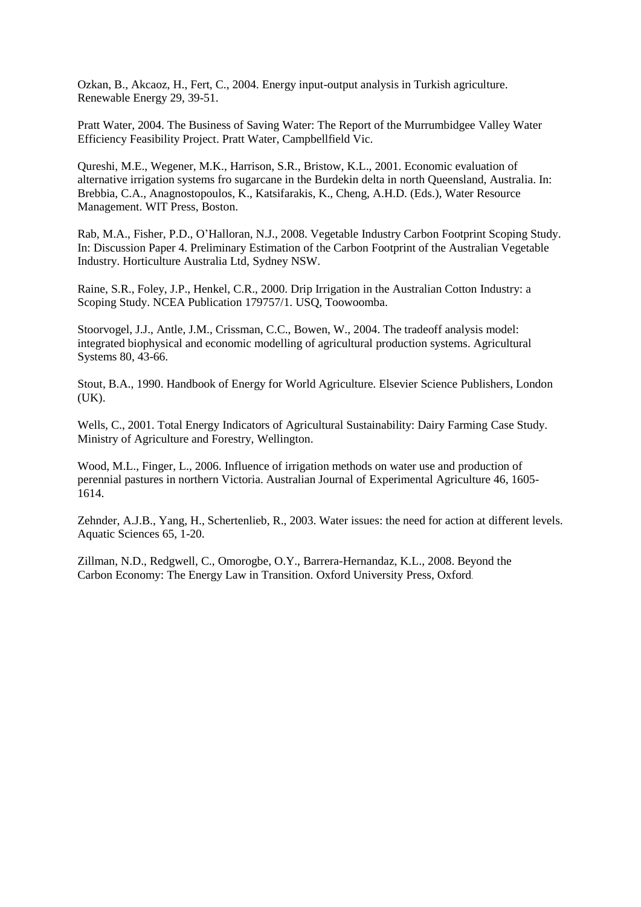Ozkan, B., Akcaoz, H., Fert, C., 2004. Energy input-output analysis in Turkish agriculture. Renewable Energy 29, 39-51.

Pratt Water, 2004. The Business of Saving Water: The Report of the Murrumbidgee Valley Water Efficiency Feasibility Project. Pratt Water, Campbellfield Vic.

Qureshi, M.E., Wegener, M.K., Harrison, S.R., Bristow, K.L., 2001. Economic evaluation of alternative irrigation systems fro sugarcane in the Burdekin delta in north Queensland, Australia. In: Brebbia, C.A., Anagnostopoulos, K., Katsifarakis, K., Cheng, A.H.D. (Eds.), Water Resource Management. WIT Press, Boston.

Rab, M.A., Fisher, P.D., O'Halloran, N.J., 2008. Vegetable Industry Carbon Footprint Scoping Study. In: Discussion Paper 4. Preliminary Estimation of the Carbon Footprint of the Australian Vegetable Industry. Horticulture Australia Ltd, Sydney NSW.

Raine, S.R., Foley, J.P., Henkel, C.R., 2000. Drip Irrigation in the Australian Cotton Industry: a Scoping Study. NCEA Publication 179757/1. USQ, Toowoomba.

Stoorvogel, J.J., Antle, J.M., Crissman, C.C., Bowen, W., 2004. The tradeoff analysis model: integrated biophysical and economic modelling of agricultural production systems. Agricultural Systems 80, 43-66.

Stout, B.A., 1990. Handbook of Energy for World Agriculture. Elsevier Science Publishers, London (UK).

Wells, C., 2001. Total Energy Indicators of Agricultural Sustainability: Dairy Farming Case Study. Ministry of Agriculture and Forestry, Wellington.

Wood, M.L., Finger, L., 2006. Influence of irrigation methods on water use and production of perennial pastures in northern Victoria. Australian Journal of Experimental Agriculture 46, 1605-1614.

Zehnder, A.J.B., Yang, H., Schertenlieb, R., 2003. Water issues: the need for action at different levels. Aquatic Sciences 65, 1-20.

Zillman, N.D., Redgwell, C., Omorogbe, O.Y., Barrera-Hernandaz, K.L., 2008. Beyond the Carbon Economy: The Energy Law in Transition. Oxford University Press, Oxford.